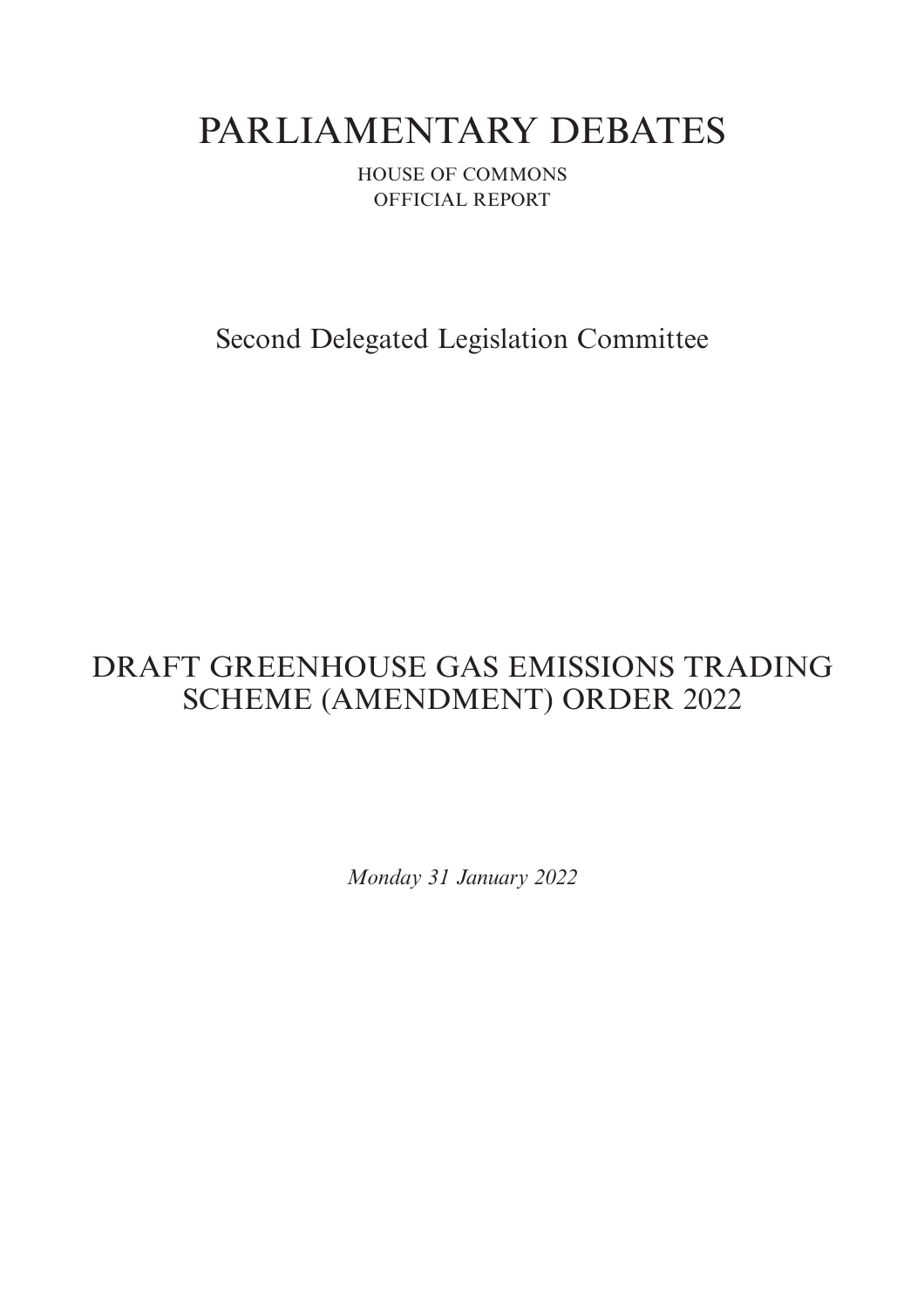# PARLIAMENTARY DEBATES

HOUSE OF COMMONS
OFFICIAL REPORT

## Second Delegated Legislation Committee

## DRAFT GREENHOUSE GAS EMISSIONS TRADING SCHEME (AMENDMENT) ORDER 2022

*Monday 31 January 2022*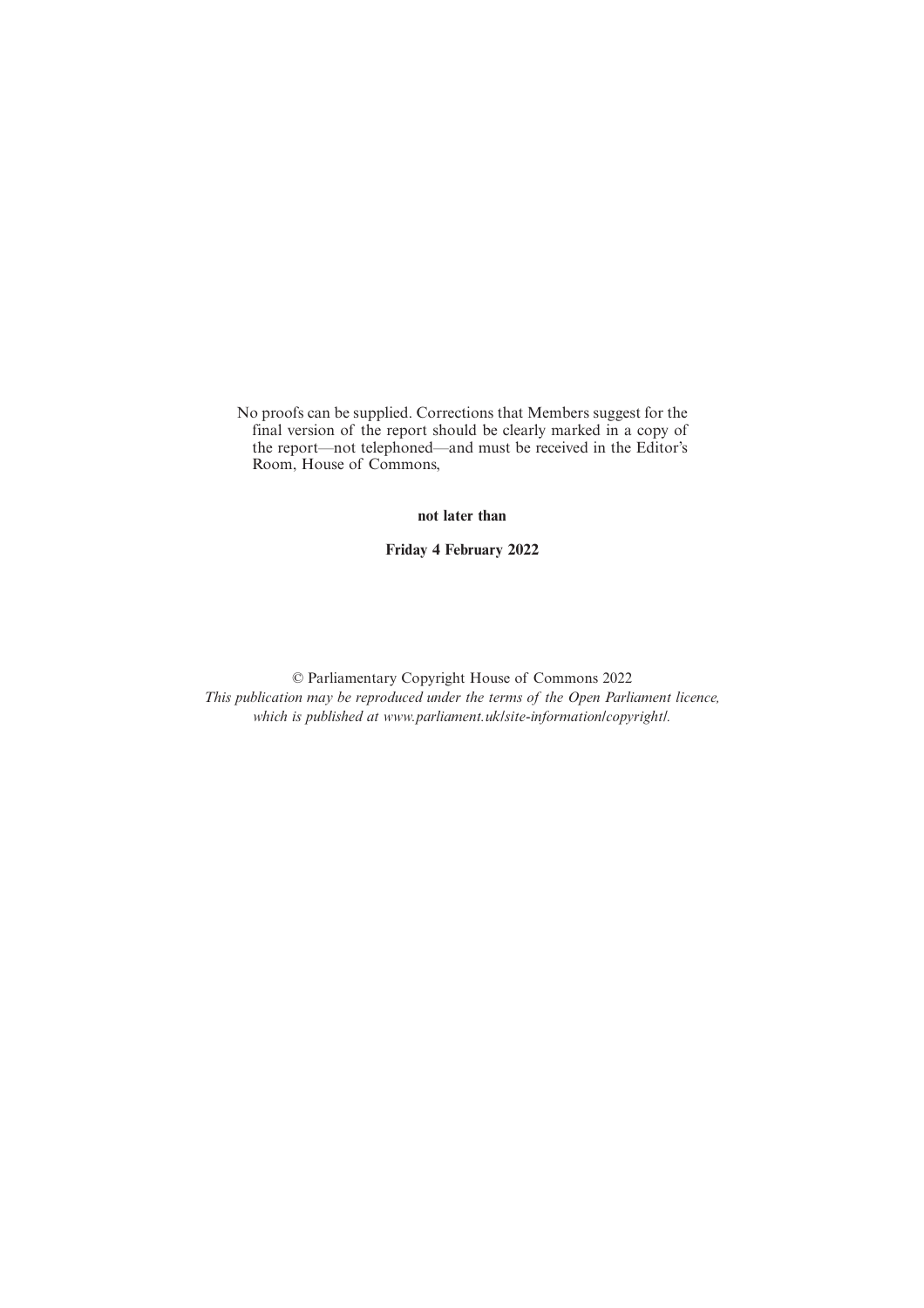No proofs can be supplied. Corrections that Members suggest for the final version of the report should be clearly marked in a copy of the report—not telephoned—and must be received in the Editor's Room, House of Commons,

**not later than**

**Friday 4 February 2022**

© Parliamentary Copyright House of Commons 2022

*This publication may be reproduced under the terms of the Open Parliament licence, which is published at www.parliament.uk/site-information/copyright/.*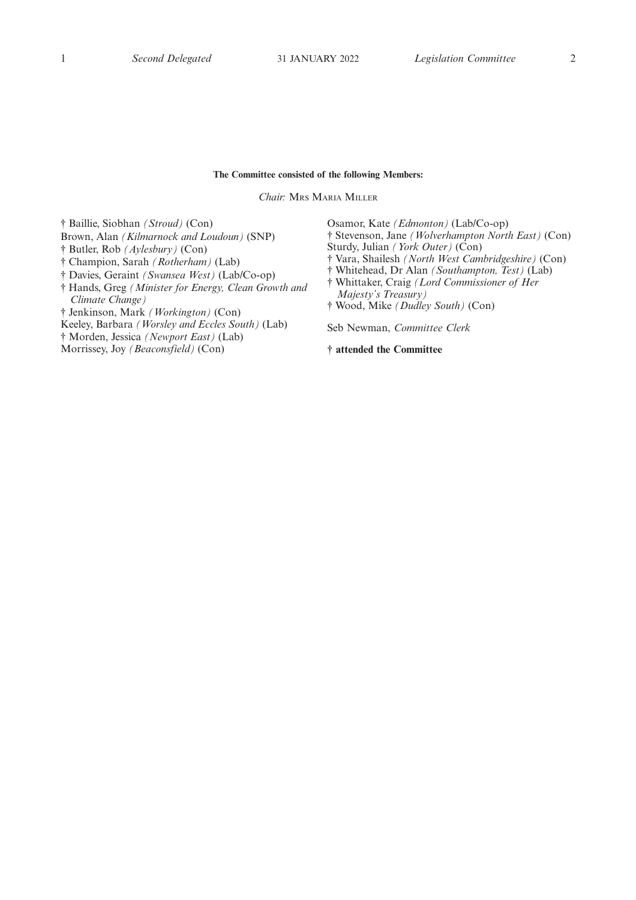**The Committee consisted of the following Members:**

*Chair:* Mrs Maria Miller

† Baillie, Siobhan *(Stroud)* (Con)
Brown, Alan *(Kilmarnock and Loudoun)* (SNP)
† Butler, Rob *(Aylesbury)* (Con)
† Champion, Sarah *(Rotherham)* (Lab)
† Davies, Geraint *(Swansea West)* (Lab/Co-op)
† Hands, Greg *(Minister for Energy, Clean Growth and Climate Change)*
† Jenkinson, Mark *(Workington)* (Con)
Keeley, Barbara *(Worsley and Eccles South)* (Lab)
† Morden, Jessica *(Newport East)* (Lab)
Morrissey, Joy *(Beaconsfield)* (Con)
Osamor, Kate *(Edmonton)* (Lab/Co-op)
† Stevenson, Jane *(Wolverhampton North East)* (Con)
Sturdy, Julian *(York Outer)* (Con)
† Vara, Shailesh *(North West Cambridgeshire)* (Con)
† Whitehead, Dr Alan *(Southampton, Test)* (Lab)
† Whittaker, Craig *(Lord Commissioner of Her Majesty's Treasury)*
† Wood, Mike *(Dudley South)* (Con)

Seb Newman, *Committee Clerk*

**† attended the Committee**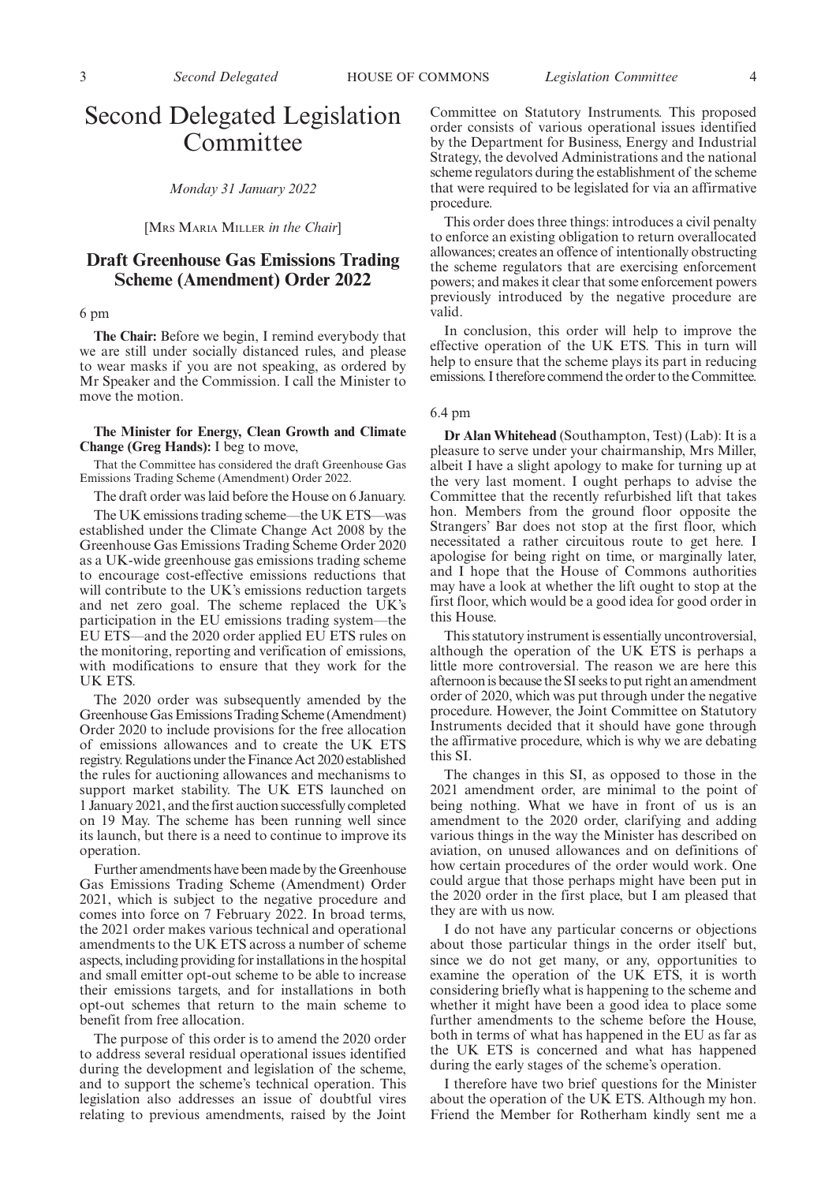# Second Delegated Legislation Committee

*Monday 31 January 2022*

[Mrs Maria Miller *in the Chair*]

## Draft Greenhouse Gas Emissions Trading Scheme (Amendment) Order 2022

6 pm

**The Chair:** Before we begin, I remind everybody that we are still under socially distanced rules, and please to wear masks if you are not speaking, as ordered by Mr Speaker and the Commission. I call the Minister to move the motion.

**The Minister for Energy, Clean Growth and Climate Change (Greg Hands):** I beg to move,

That the Committee has considered the draft Greenhouse Gas Emissions Trading Scheme (Amendment) Order 2022.

The draft order was laid before the House on 6 January.

The UK emissions trading scheme—the UK ETS—was established under the Climate Change Act 2008 by the Greenhouse Gas Emissions Trading Scheme Order 2020 as a UK-wide greenhouse gas emissions trading scheme to encourage cost-effective emissions reductions that will contribute to the UK's emissions reduction targets and net zero goal. The scheme replaced the UK's participation in the EU emissions trading system—the EU ETS—and the 2020 order applied EU ETS rules on the monitoring, reporting and verification of emissions, with modifications to ensure that they work for the UK ETS.

The 2020 order was subsequently amended by the Greenhouse Gas Emissions Trading Scheme (Amendment) Order 2020 to include provisions for the free allocation of emissions allowances and to create the UK ETS registry. Regulations under the Finance Act 2020 established the rules for auctioning allowances and mechanisms to support market stability. The UK ETS launched on 1 January 2021, and the first auction successfully completed on 19 May. The scheme has been running well since its launch, but there is a need to continue to improve its operation.

Further amendments have been made by the Greenhouse Gas Emissions Trading Scheme (Amendment) Order 2021, which is subject to the negative procedure and comes into force on 7 February 2022. In broad terms, the 2021 order makes various technical and operational amendments to the UK ETS across a number of scheme aspects, including providing for installations in the hospital and small emitter opt-out scheme to be able to increase their emissions targets, and for installations in both opt-out schemes that return to the main scheme to benefit from free allocation.

The purpose of this order is to amend the 2020 order to address several residual operational issues identified during the development and legislation of the scheme, and to support the scheme's technical operation. This legislation also addresses an issue of doubtful vires relating to previous amendments, raised by the Joint Committee on Statutory Instruments. This proposed order consists of various operational issues identified by the Department for Business, Energy and Industrial Strategy, the devolved Administrations and the national scheme regulators during the establishment of the scheme that were required to be legislated for via an affirmative procedure.

This order does three things: introduces a civil penalty to enforce an existing obligation to return overallocated allowances; creates an offence of intentionally obstructing the scheme regulators that are exercising enforcement powers; and makes it clear that some enforcement powers previously introduced by the negative procedure are valid.

In conclusion, this order will help to improve the effective operation of the UK ETS. This in turn will help to ensure that the scheme plays its part in reducing emissions. I therefore commend the order to the Committee.

6.4 pm

**Dr Alan Whitehead** (Southampton, Test) (Lab): It is a pleasure to serve under your chairmanship, Mrs Miller, albeit I have a slight apology to make for turning up at the very last moment. I ought perhaps to advise the Committee that the recently refurbished lift that takes hon. Members from the ground floor opposite the Strangers' Bar does not stop at the first floor, which necessitated a rather circuitous route to get here. I apologise for being right on time, or marginally later, and I hope that the House of Commons authorities may have a look at whether the lift ought to stop at the first floor, which would be a good idea for good order in this House.

This statutory instrument is essentially uncontroversial, although the operation of the UK ETS is perhaps a little more controversial. The reason we are here this afternoon is because the SI seeks to put right an amendment order of 2020, which was put through under the negative procedure. However, the Joint Committee on Statutory Instruments decided that it should have gone through the affirmative procedure, which is why we are debating this SI.

The changes in this SI, as opposed to those in the 2021 amendment order, are minimal to the point of being nothing. What we have in front of us is an amendment to the 2020 order, clarifying and adding various things in the way the Minister has described on aviation, on unused allowances and on definitions of how certain procedures of the order would work. One could argue that those perhaps might have been put in the 2020 order in the first place, but I am pleased that they are with us now.

I do not have any particular concerns or objections about those particular things in the order itself but, since we do not get many, or any, opportunities to examine the operation of the UK ETS, it is worth considering briefly what is happening to the scheme and whether it might have been a good idea to place some further amendments to the scheme before the House, both in terms of what has happened in the EU as far as the UK ETS is concerned and what has happened during the early stages of the scheme's operation.

I therefore have two brief questions for the Minister about the operation of the UK ETS. Although my hon. Friend the Member for Rotherham kindly sent me a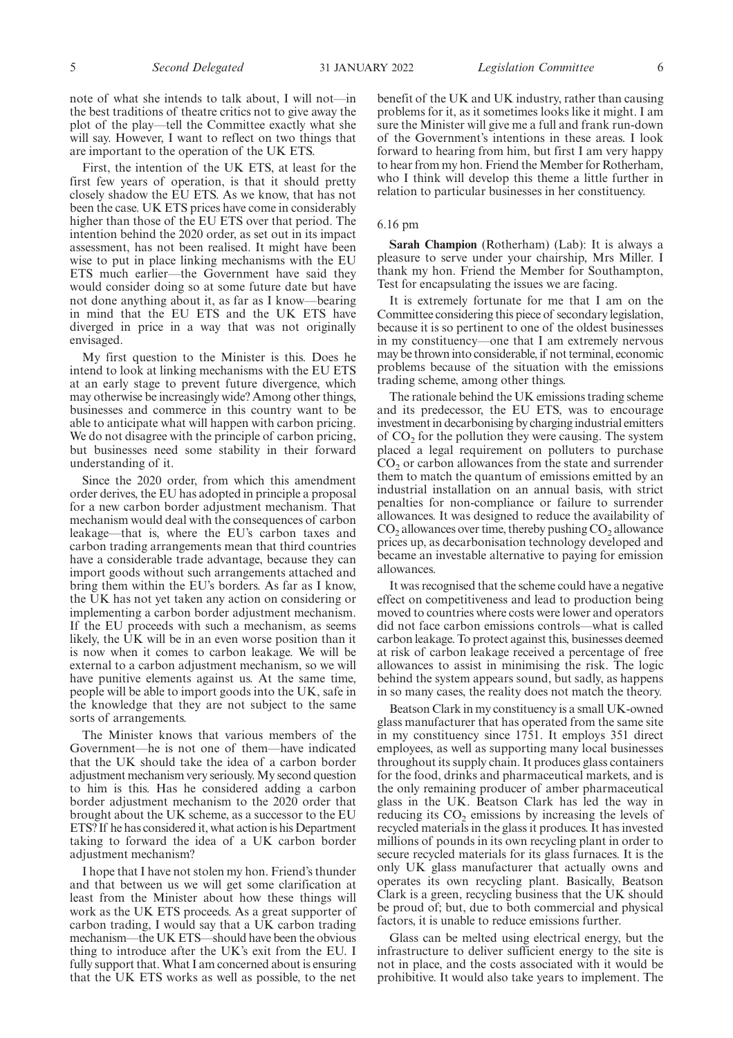note of what she intends to talk about, I will not—in the best traditions of theatre critics not to give away the plot of the play—tell the Committee exactly what she will say. However, I want to reflect on two things that are important to the operation of the UK ETS.

First, the intention of the UK ETS, at least for the first few years of operation, is that it should pretty closely shadow the EU ETS. As we know, that has not been the case. UK ETS prices have come in considerably higher than those of the EU ETS over that period. The intention behind the 2020 order, as set out in its impact assessment, has not been realised. It might have been wise to put in place linking mechanisms with the EU ETS much earlier—the Government have said they would consider doing so at some future date but have not done anything about it, as far as I know—bearing in mind that the EU ETS and the UK ETS have diverged in price in a way that was not originally envisaged.

My first question to the Minister is this. Does he intend to look at linking mechanisms with the EU ETS at an early stage to prevent future divergence, which may otherwise be increasingly wide? Among other things, businesses and commerce in this country want to be able to anticipate what will happen with carbon pricing. We do not disagree with the principle of carbon pricing, but businesses need some stability in their forward understanding of it.

Since the 2020 order, from which this amendment order derives, the EU has adopted in principle a proposal for a new carbon border adjustment mechanism. That mechanism would deal with the consequences of carbon leakage—that is, where the EU's carbon taxes and carbon trading arrangements mean that third countries have a considerable trade advantage, because they can import goods without such arrangements attached and bring them within the EU's borders. As far as I know, the UK has not yet taken any action on considering or implementing a carbon border adjustment mechanism. If the EU proceeds with such a mechanism, as seems likely, the UK will be in an even worse position than it is now when it comes to carbon leakage. We will be external to a carbon adjustment mechanism, so we will have punitive elements against us. At the same time, people will be able to import goods into the UK, safe in the knowledge that they are not subject to the same sorts of arrangements.

The Minister knows that various members of the Government—he is not one of them—have indicated that the UK should take the idea of a carbon border adjustment mechanism very seriously. My second question to him is this. Has he considered adding a carbon border adjustment mechanism to the 2020 order that brought about the UK scheme, as a successor to the EU ETS? If he has considered it, what action is his Department taking to forward the idea of a UK carbon border adjustment mechanism?

I hope that I have not stolen my hon. Friend's thunder and that between us we will get some clarification at least from the Minister about how these things will work as the UK ETS proceeds. As a great supporter of carbon trading, I would say that a UK carbon trading mechanism—the UK ETS—should have been the obvious thing to introduce after the UK's exit from the EU. I fully support that. What I am concerned about is ensuring that the UK ETS works as well as possible, to the net benefit of the UK and UK industry, rather than causing problems for it, as it sometimes looks like it might. I am sure the Minister will give me a full and frank run-down of the Government's intentions in these areas. I look forward to hearing from him, but first I am very happy to hear from my hon. Friend the Member for Rotherham, who I think will develop this theme a little further in relation to particular businesses in her constituency.

6.16 pm

**Sarah Champion** (Rotherham) (Lab): It is always a pleasure to serve under your chairship, Mrs Miller. I thank my hon. Friend the Member for Southampton, Test for encapsulating the issues we are facing.

It is extremely fortunate for me that I am on the Committee considering this piece of secondary legislation, because it is so pertinent to one of the oldest businesses in my constituency—one that I am extremely nervous may be thrown into considerable, if not terminal, economic problems because of the situation with the emissions trading scheme, among other things.

The rationale behind the UK emissions trading scheme and its predecessor, the EU ETS, was to encourage investment in decarbonising by charging industrial emitters of $CO_2$ for the pollution they were causing. The system placed a legal requirement on polluters to purchase $CO_2$ or carbon allowances from the state and surrender them to match the quantum of emissions emitted by an industrial installation on an annual basis, with strict penalties for non-compliance or failure to surrender allowances. It was designed to reduce the availability of $CO_2$ allowances over time, thereby pushing $CO_2$ allowance prices up, as decarbonisation technology developed and became an investable alternative to paying for emission allowances.

It was recognised that the scheme could have a negative effect on competitiveness and lead to production being moved to countries where costs were lower and operators did not face carbon emissions controls—what is called carbon leakage. To protect against this, businesses deemed at risk of carbon leakage received a percentage of free allowances to assist in minimising the risk. The logic behind the system appears sound, but sadly, as happens in so many cases, the reality does not match the theory.

Beatson Clark in my constituency is a small UK-owned glass manufacturer that has operated from the same site in my constituency since 1751. It employs 351 direct employees, as well as supporting many local businesses throughout its supply chain. It produces glass containers for the food, drinks and pharmaceutical markets, and is the only remaining producer of amber pharmaceutical glass in the UK. Beatson Clark has led the way in reducing its $CO_2$ emissions by increasing the levels of recycled materials in the glass it produces. It has invested millions of pounds in its own recycling plant in order to secure recycled materials for its glass furnaces. It is the only UK glass manufacturer that actually owns and operates its own recycling plant. Basically, Beatson Clark is a green, recycling business that the UK should be proud of; but, due to both commercial and physical factors, it is unable to reduce emissions further.

Glass can be melted using electrical energy, but the infrastructure to deliver sufficient energy to the site is not in place, and the costs associated with it would be prohibitive. It would also take years to implement. The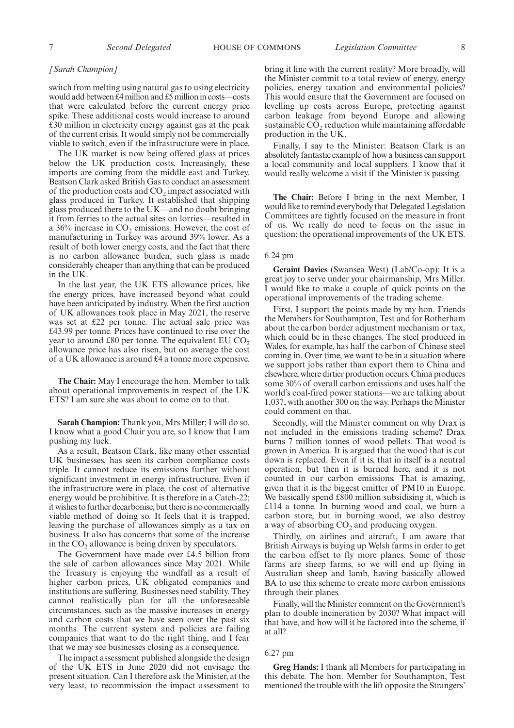*[Sarah Champion]*

switch from melting using natural gas to using electricity would add between £4 million and £5 million in costs—costs that were calculated before the current energy price spike. These additional costs would increase to around £30 million in electricity energy against gas at the peak of the current crisis. It would simply not be commercially viable to switch, even if the infrastructure were in place.

The UK market is now being offered glass at prices below the UK production costs. Increasingly, these imports are coming from the middle east and Turkey. Beatson Clark asked British Gas to conduct an assessment of the production costs and $CO_2$ impact associated with glass produced in Turkey. It established that shipping glass produced there to the UK—and no doubt bringing it from ferries to the actual sites on lorries—resulted in a 36% increase in $CO_2$ emissions. However, the cost of manufacturing in Turkey was around 39% lower. As a result of both lower energy costs, and the fact that there is no carbon allowance burden, such glass is made considerably cheaper than anything that can be produced in the UK.

In the last year, the UK ETS allowance prices, like the energy prices, have increased beyond what could have been anticipated by industry. When the first auction of UK allowances took place in May 2021, the reserve was set at £22 per tonne. The actual sale price was £43.99 per tonne. Prices have continued to rise over the year to around £80 per tonne. The equivalent EU $CO_2$ allowance price has also risen, but on average the cost of a UK allowance is around £4 a tonne more expensive.

**The Chair:** May I encourage the hon. Member to talk about operational improvements in respect of the UK ETS? I am sure she was about to come on to that.

**Sarah Champion:** Thank you, Mrs Miller; I will do so. I know what a good Chair you are, so I know that I am pushing my luck.

As a result, Beatson Clark, like many other essential UK businesses, has seen its carbon compliance costs triple. It cannot reduce its emissions further without significant investment in energy infrastructure. Even if the infrastructure were in place, the cost of alternative energy would be prohibitive. It is therefore in a Catch-22; it wishes to further decarbonise, but there is no commercially viable method of doing so. It feels that it is trapped, leaving the purchase of allowances simply as a tax on business. It also has concerns that some of the increase in the $CO_2$ allowance is being driven by speculators.

The Government have made over £4.5 billion from the sale of carbon allowances since May 2021. While the Treasury is enjoying the windfall as a result of higher carbon prices, UK obligated companies and institutions are suffering. Businesses need stability. They cannot realistically plan for all the unforeseeable circumstances, such as the massive increases in energy and carbon costs that we have seen over the past six months. The current system and policies are failing companies that want to do the right thing, and I fear that we may see businesses closing as a consequence.

The impact assessment published alongside the design of the UK ETS in June 2020 did not envisage the present situation. Can I therefore ask the Minister, at the very least, to recommission the impact assessment to bring it line with the current reality? More broadly, will the Minister commit to a total review of energy, energy policies, energy taxation and environmental policies? This would ensure that the Government are focused on levelling up costs across Europe, protecting against carbon leakage from beyond Europe and allowing sustainable $CO_2$ reduction while maintaining affordable production in the UK.

Finally, I say to the Minister: Beatson Clark is an absolutely fantastic example of how a business can support a local community and local suppliers. I know that it would really welcome a visit if the Minister is passing.

**The Chair:** Before I bring in the next Member, I would like to remind everybody that Delegated Legislation Committees are tightly focused on the measure in front of us. We really do need to focus on the issue in question: the operational improvements of the UK ETS.

6.24 pm

**Geraint Davies** (Swansea West) (Lab/Co-op): It is a great joy to serve under your chairmanship, Mrs Miller. I would like to make a couple of quick points on the operational improvements of the trading scheme.

First, I support the points made by my hon. Friends the Members for Southampton, Test and for Rotherham about the carbon border adjustment mechanism or tax, which could be in these changes. The steel produced in Wales, for example, has half the carbon of Chinese steel coming in. Over time, we want to be in a situation where we support jobs rather than export them to China and elsewhere, where dirtier production occurs. China produces some 30% of overall carbon emissions and uses half the world's coal-fired power stations—we are talking about 1,037, with another 300 on the way. Perhaps the Minister could comment on that.

Secondly, will the Minister comment on why Drax is not included in the emissions trading scheme? Drax burns 7 million tonnes of wood pellets. That wood is grown in America. It is argued that the wood that is cut down is replaced. Even if it is, that in itself is a neutral operation, but then it is burned here, and it is not counted in our carbon emissions. That is amazing, given that it is the biggest emitter of PM10 in Europe. We basically spend £800 million subsidising it, which is £114 a tonne. In burning wood and coal, we burn a carbon store, but in burning wood, we also destroy a way of absorbing $CO_2$ and producing oxygen.

Thirdly, on airlines and aircraft, I am aware that British Airways is buying up Welsh farms in order to get the carbon offset to fly more planes. Some of those farms are sheep farms, so we will end up flying in Australian sheep and lamb, having basically allowed BA to use this scheme to create more carbon emissions through their planes.

Finally, will the Minister comment on the Government's plan to double incineration by 2030? What impact will that have, and how will it be factored into the scheme, if at all?

6.27 pm

**Greg Hands:** I thank all Members for participating in this debate. The hon. Member for Southampton, Test mentioned the trouble with the lift opposite the Strangers'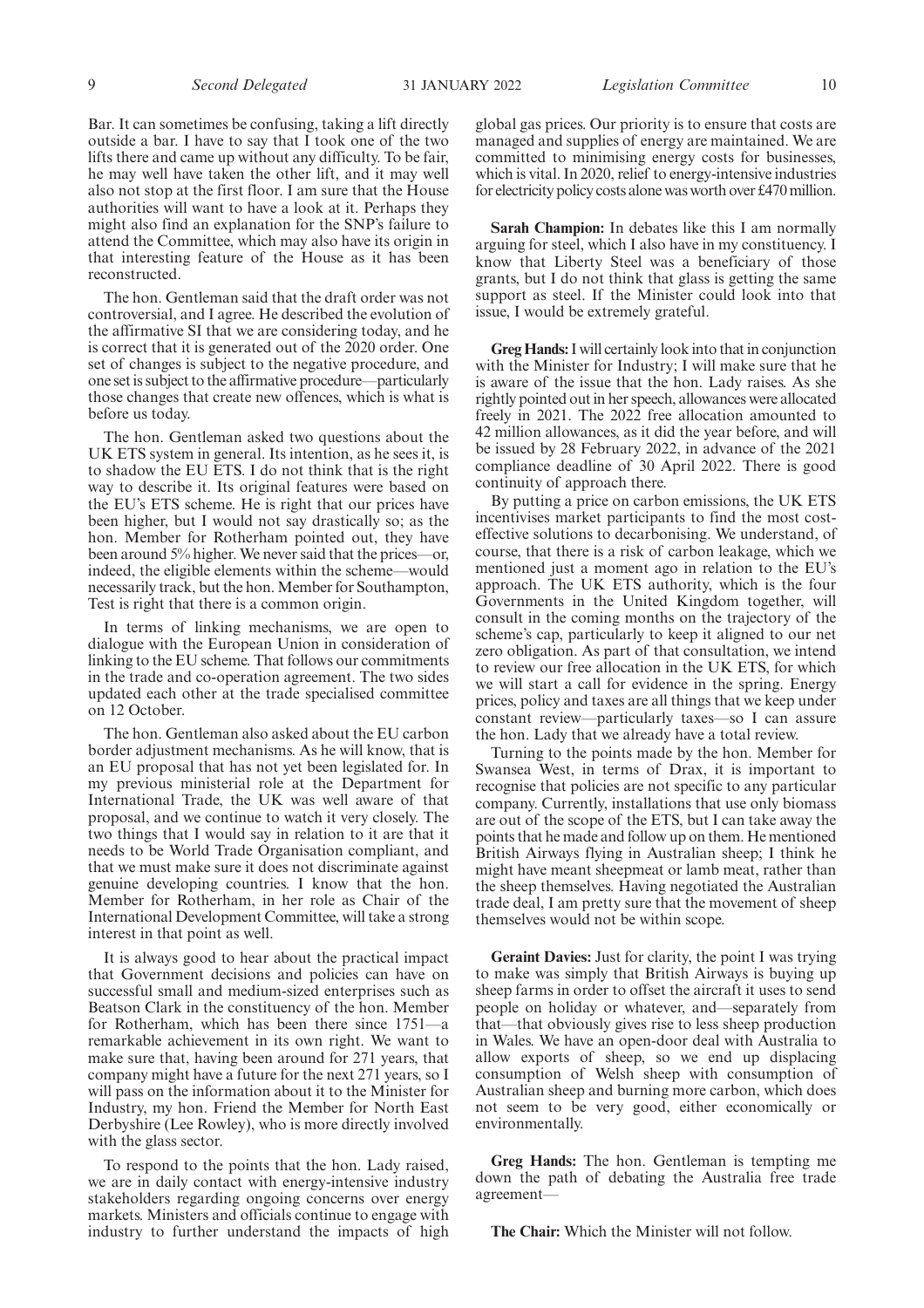Bar. It can sometimes be confusing, taking a lift directly outside a bar. I have to say that I took one of the two lifts there and came up without any difficulty. To be fair, he may well have taken the other lift, and it may well also not stop at the first floor. I am sure that the House authorities will want to have a look at it. Perhaps they might also find an explanation for the SNP's failure to attend the Committee, which may also have its origin in that interesting feature of the House as it has been reconstructed.

The hon. Gentleman said that the draft order was not controversial, and I agree. He described the evolution of the affirmative SI that we are considering today, and he is correct that it is generated out of the 2020 order. One set of changes is subject to the negative procedure, and one set is subject to the affirmative procedure—particularly those changes that create new offences, which is what is before us today.

The hon. Gentleman asked two questions about the UK ETS system in general. Its intention, as he sees it, is to shadow the EU ETS. I do not think that is the right way to describe it. Its original features were based on the EU's ETS scheme. He is right that our prices have been higher, but I would not say drastically so; as the hon. Member for Rotherham pointed out, they have been around 5% higher. We never said that the prices—or, indeed, the eligible elements within the scheme—would necessarily track, but the hon. Member for Southampton, Test is right that there is a common origin.

In terms of linking mechanisms, we are open to dialogue with the European Union in consideration of linking to the EU scheme. That follows our commitments in the trade and co-operation agreement. The two sides updated each other at the trade specialised committee on 12 October.

The hon. Gentleman also asked about the EU carbon border adjustment mechanisms. As he will know, that is an EU proposal that has not yet been legislated for. In my previous ministerial role at the Department for International Trade, the UK was well aware of that proposal, and we continue to watch it very closely. The two things that I would say in relation to it are that it needs to be World Trade Organisation compliant, and that we must make sure it does not discriminate against genuine developing countries. I know that the hon. Member for Rotherham, in her role as Chair of the International Development Committee, will take a strong interest in that point as well.

It is always good to hear about the practical impact that Government decisions and policies can have on successful small and medium-sized enterprises such as Beatson Clark in the constituency of the hon. Member for Rotherham, which has been there since 1751—a remarkable achievement in its own right. We want to make sure that, having been around for 271 years, that company might have a future for the next 271 years, so I will pass on the information about it to the Minister for Industry, my hon. Friend the Member for North East Derbyshire (Lee Rowley), who is more directly involved with the glass sector.

To respond to the points that the hon. Lady raised, we are in daily contact with energy-intensive industry stakeholders regarding ongoing concerns over energy markets. Ministers and officials continue to engage with industry to further understand the impacts of high global gas prices. Our priority is to ensure that costs are managed and supplies of energy are maintained. We are committed to minimising energy costs for businesses, which is vital. In 2020, relief to energy-intensive industries for electricity policy costs alone was worth over £470 million.

**Sarah Champion:** In debates like this I am normally arguing for steel, which I also have in my constituency. I know that Liberty Steel was a beneficiary of those grants, but I do not think that glass is getting the same support as steel. If the Minister could look into that issue, I would be extremely grateful.

**Greg Hands:** I will certainly look into that in conjunction with the Minister for Industry; I will make sure that he is aware of the issue that the hon. Lady raises. As she rightly pointed out in her speech, allowances were allocated freely in 2021. The 2022 free allocation amounted to 42 million allowances, as it did the year before, and will be issued by 28 February 2022, in advance of the 2021 compliance deadline of 30 April 2022. There is good continuity of approach there.

By putting a price on carbon emissions, the UK ETS incentivises market participants to find the most cost-effective solutions to decarbonising. We understand, of course, that there is a risk of carbon leakage, which we mentioned just a moment ago in relation to the EU's approach. The UK ETS authority, which is the four Governments in the United Kingdom together, will consult in the coming months on the trajectory of the scheme's cap, particularly to keep it aligned to our net zero obligation. As part of that consultation, we intend to review our free allocation in the UK ETS, for which we will start a call for evidence in the spring. Energy prices, policy and taxes are all things that we keep under constant review—particularly taxes—so I can assure the hon. Lady that we already have a total review.

Turning to the points made by the hon. Member for Swansea West, in terms of Drax, it is important to recognise that policies are not specific to any particular company. Currently, installations that use only biomass are out of the scope of the ETS, but I can take away the points that he made and follow up on them. He mentioned British Airways flying in Australian sheep; I think he might have meant sheepmeat or lamb meat, rather than the sheep themselves. Having negotiated the Australian trade deal, I am pretty sure that the movement of sheep themselves would not be within scope.

**Geraint Davies:** Just for clarity, the point I was trying to make was simply that British Airways is buying up sheep farms in order to offset the aircraft it uses to send people on holiday or whatever, and—separately from that—that obviously gives rise to less sheep production in Wales. We have an open-door deal with Australia to allow exports of sheep, so we end up displacing consumption of Welsh sheep with consumption of Australian sheep and burning more carbon, which does not seem to be very good, either economically or environmentally.

**Greg Hands:** The hon. Gentleman is tempting me down the path of debating the Australia free trade agreement—

**The Chair:** Which the Minister will not follow.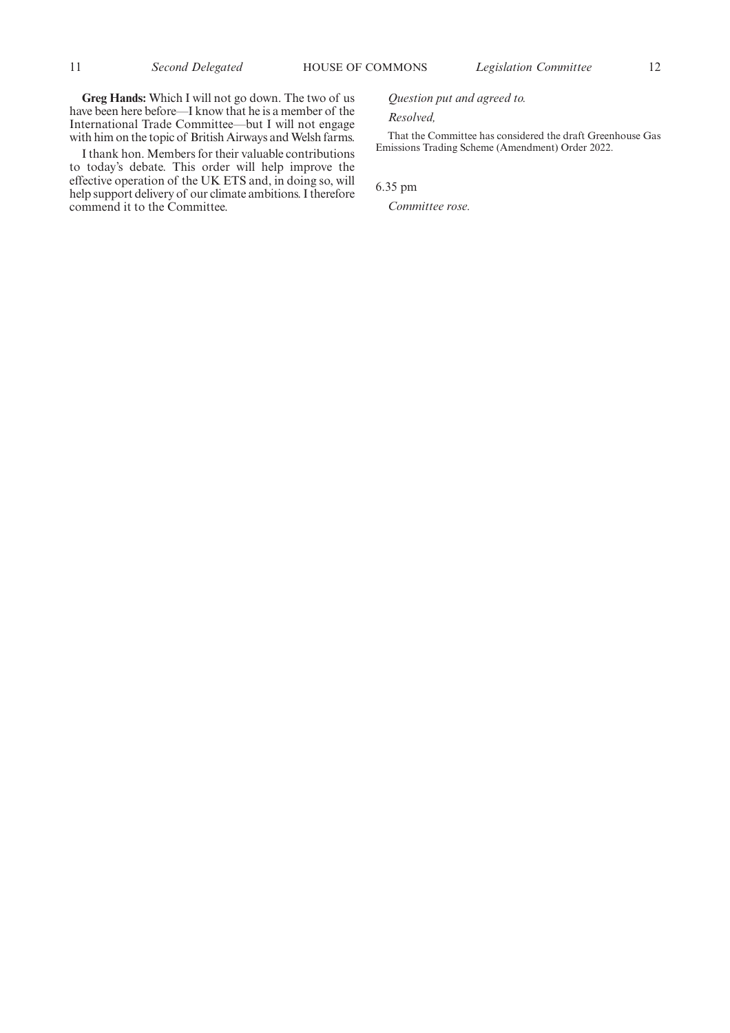**Greg Hands:** Which I will not go down. The two of us have been here before—I know that he is a member of the International Trade Committee—but I will not engage with him on the topic of British Airways and Welsh farms.

I thank hon. Members for their valuable contributions to today's debate. This order will help improve the effective operation of the UK ETS and, in doing so, will help support delivery of our climate ambitions. I therefore commend it to the Committee.

*Question put and agreed to.*

*Resolved,*

That the Committee has considered the draft Greenhouse Gas Emissions Trading Scheme (Amendment) Order 2022.

6.35 pm

*Committee rose.*